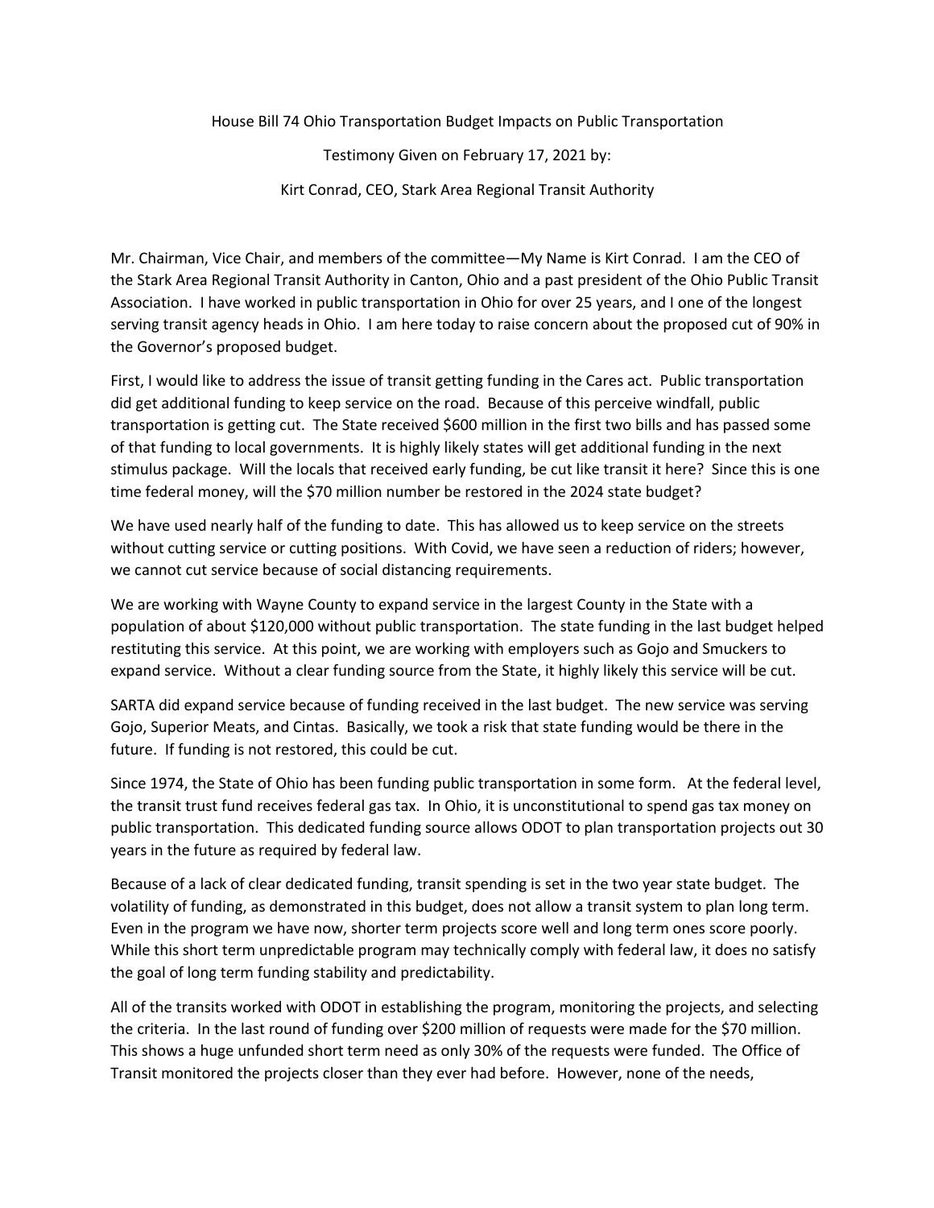House Bill 74 Ohio Transportation Budget Impacts on Public Transportation

Testimony Given on February 17, 2021 by:

Kirt Conrad, CEO, Stark Area Regional Transit Authority

Mr. Chairman, Vice Chair, and members of the committee—My Name is Kirt Conrad. I am the CEO of the Stark Area Regional Transit Authority in Canton, Ohio and a past president of the Ohio Public Transit Association. I have worked in public transportation in Ohio for over 25 years, and I one of the longest serving transit agency heads in Ohio. I am here today to raise concern about the proposed cut of 90% in the Governor's proposed budget.

First, I would like to address the issue of transit getting funding in the Cares act. Public transportation did get additional funding to keep service on the road. Because of this perceive windfall, public transportation is getting cut. The State received $600 million in the first two bills and has passed some of that funding to local governments. It is highly likely states will get additional funding in the next stimulus package. Will the locals that received early funding, be cut like transit it here? Since this is one time federal money, will the $70 million number be restored in the 2024 state budget?

We have used nearly half of the funding to date. This has allowed us to keep service on the streets without cutting service or cutting positions. With Covid, we have seen a reduction of riders; however, we cannot cut service because of social distancing requirements.

We are working with Wayne County to expand service in the largest County in the State with a population of about $120,000 without public transportation. The state funding in the last budget helped restituting this service. At this point, we are working with employers such as Gojo and Smuckers to expand service. Without a clear funding source from the State, it highly likely this service will be cut.

SARTA did expand service because of funding received in the last budget. The new service was serving Gojo, Superior Meats, and Cintas. Basically, we took a risk that state funding would be there in the future. If funding is not restored, this could be cut.

Since 1974, the State of Ohio has been funding public transportation in some form. At the federal level, the transit trust fund receives federal gas tax. In Ohio, it is unconstitutional to spend gas tax money on public transportation. This dedicated funding source allows ODOT to plan transportation projects out 30 years in the future as required by federal law.

Because of a lack of clear dedicated funding, transit spending is set in the two year state budget. The volatility of funding, as demonstrated in this budget, does not allow a transit system to plan long term. Even in the program we have now, shorter term projects score well and long term ones score poorly. While this short term unpredictable program may technically comply with federal law, it does no satisfy the goal of long term funding stability and predictability.

All of the transits worked with ODOT in establishing the program, monitoring the projects, and selecting the criteria. In the last round of funding over $200 million of requests were made for the $70 million. This shows a huge unfunded short term need as only 30% of the requests were funded. The Office of Transit monitored the projects closer than they ever had before. However, none of the needs,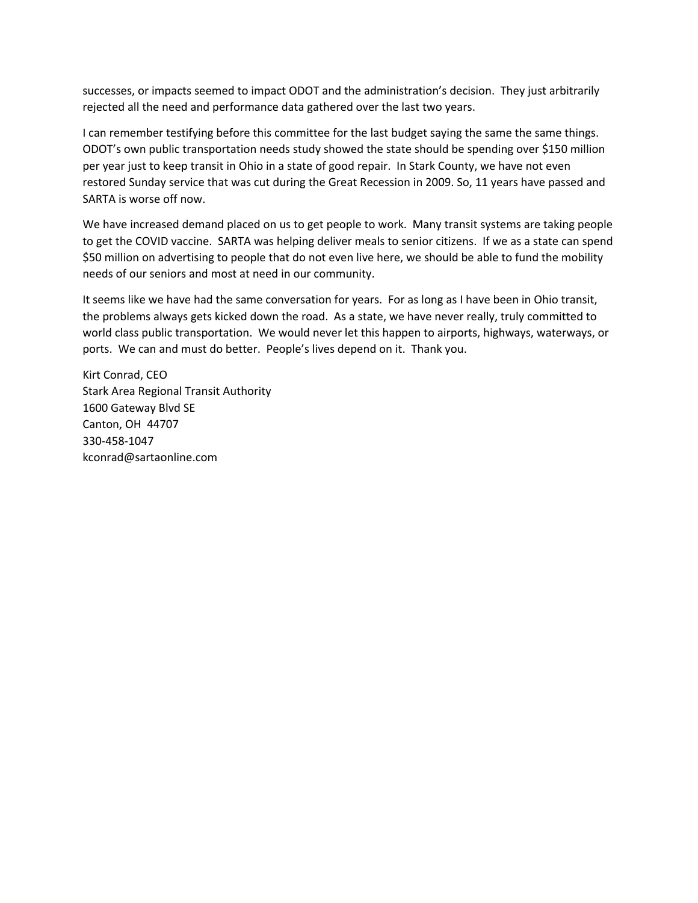successes, or impacts seemed to impact ODOT and the administration's decision. They just arbitrarily rejected all the need and performance data gathered over the last two years.

I can remember testifying before this committee for the last budget saying the same the same things. ODOT's own public transportation needs study showed the state should be spending over $150 million per year just to keep transit in Ohio in a state of good repair. In Stark County, we have not even restored Sunday service that was cut during the Great Recession in 2009. So, 11 years have passed and SARTA is worse off now.

We have increased demand placed on us to get people to work. Many transit systems are taking people to get the COVID vaccine. SARTA was helping deliver meals to senior citizens. If we as a state can spend $50 million on advertising to people that do not even live here, we should be able to fund the mobility needs of our seniors and most at need in our community.

It seems like we have had the same conversation for years. For as long as I have been in Ohio transit, the problems always gets kicked down the road. As a state, we have never really, truly committed to world class public transportation. We would never let this happen to airports, highways, waterways, or ports. We can and must do better. People's lives depend on it. Thank you.

Kirt Conrad, CEO
Stark Area Regional Transit Authority
1600 Gateway Blvd SE
Canton, OH 44707
330-458-1047
kconrad@sartaonline.com